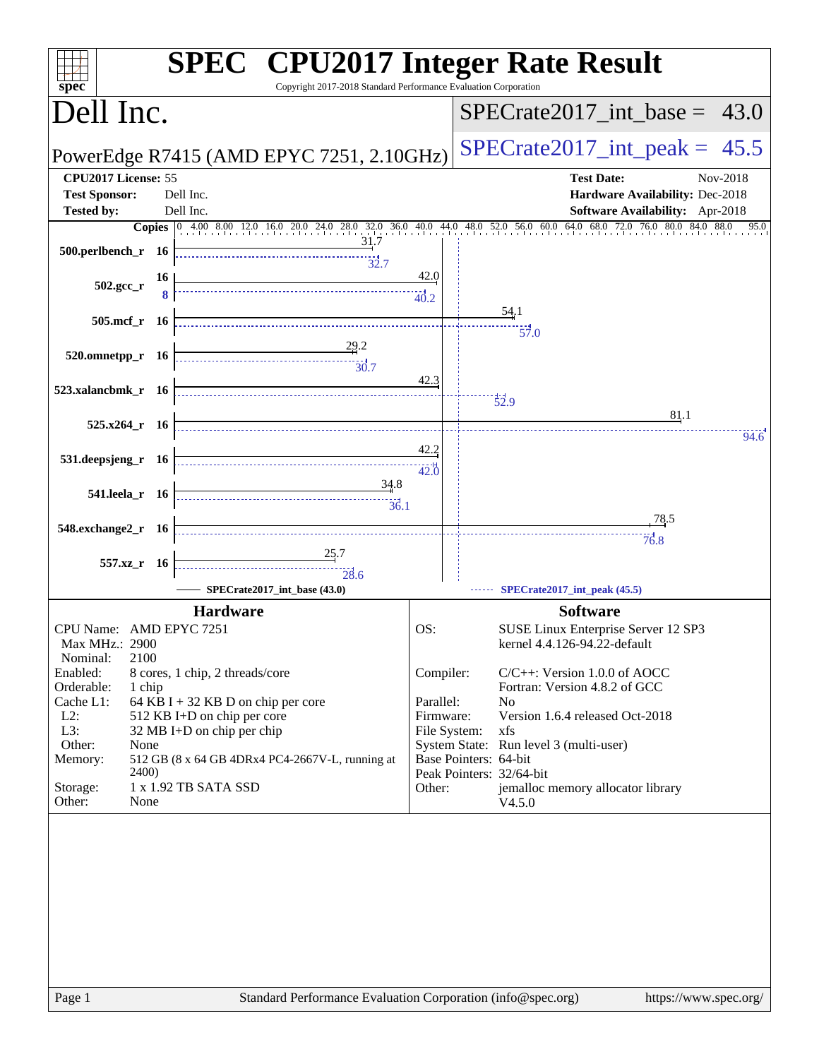# SPEC CPU2017 Integer Rate Result

Copyright 2017-2018 Standard Performance Evaluation Corporation

## Dell Inc.

PowerEdge R7415 (AMD EPYC 7251, 2.10GHz)

SPECrate2017_int_base = 43.0

SPECrate2017_int_peak = 45.5

**CPU2017 License:** 55
**Test Sponsor:** Dell Inc.
**Tested by:** Dell Inc.

**Test Date:** Nov-2018
**Hardware Availability:** Dec-2018
**Software Availability:** Apr-2018

| Benchmark | Copies (base) | Base | Copies (peak) | Peak |
|---|---|---|---|---|
| 500.perlbench_r | 16 | 31.7 | 16 | 32.7 |
| 502.gcc_r | 16 | 42.0 | 8 | 40.2 |
| 505.mcf_r | 16 | 54.1 | 16 | 57.0 |
| 520.omnetpp_r | 16 | 29.2 | 16 | 30.7 |
| 523.xalancbmk_r | 16 | 42.3 | 16 | 52.9 |
| 525.x264_r | 16 | 81.1 | 16 | 94.6 |
| 531.deepsjeng_r | 16 | 42.2 | 16 | 42.0 |
| 541.leela_r | 16 | 34.8 | 16 | 36.1 |
| 548.exchange2_r | 16 | 78.5 | 16 | 76.8 |
| 557.xz_r | 16 | 25.7 | 16 | 28.6 |

SPECrate2017_int_base (43.0) — SPECrate2017_int_peak (45.5)

### Hardware

| | |
|---|---|
| CPU Name: | AMD EPYC 7251 |
| Max MHz.: | 2900 |
| Nominal: | 2100 |
| Enabled: | 8 cores, 1 chip, 2 threads/core |
| Orderable: | 1 chip |
| Cache L1: | 64 KB I + 32 KB D on chip per core |
| L2: | 512 KB I+D on chip per core |
| L3: | 32 MB I+D on chip per chip |
| Other: | None |
| Memory: | 512 GB (8 x 64 GB 4DRx4 PC4-2667V-L, running at 2400) |
| Storage: | 1 x 1.92 TB SATA SSD |
| Other: | None |

### Software

| | |
|---|---|
| OS: | SUSE Linux Enterprise Server 12 SP3 kernel 4.4.126-94.22-default |
| Compiler: | C/C++: Version 1.0.0 of AOCC Fortran: Version 4.8.2 of GCC |
| Parallel: | No |
| Firmware: | Version 1.6.4 released Oct-2018 |
| File System: | xfs |
| System State: | Run level 3 (multi-user) |
| Base Pointers: | 64-bit |
| Peak Pointers: | 32/64-bit |
| Other: | jemalloc memory allocator library V4.5.0 |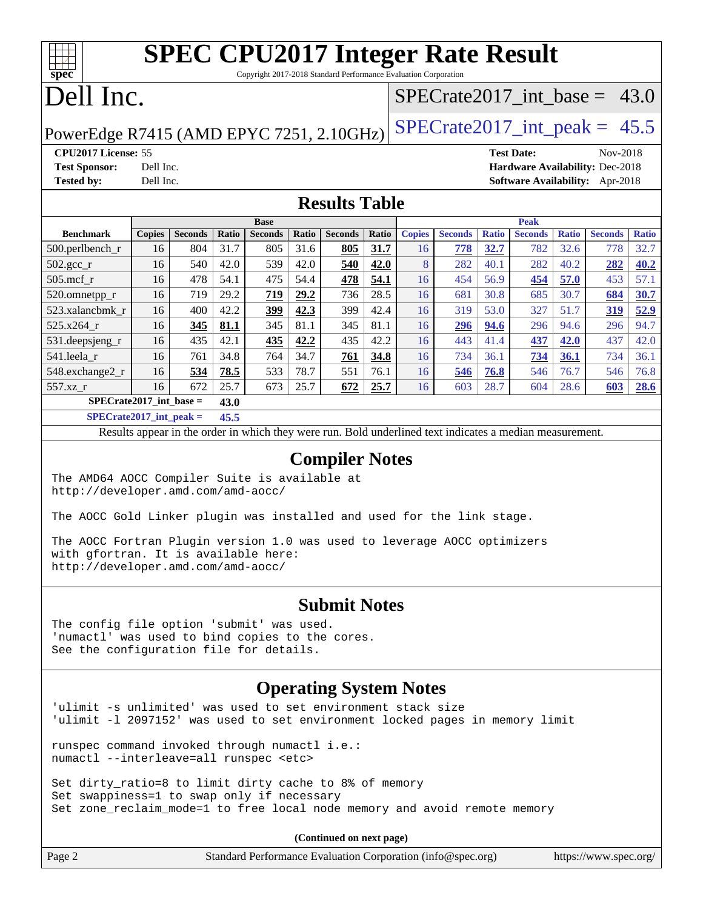# SPEC CPU2017 Integer Rate Result

Copyright 2017-2018 Standard Performance Evaluation Corporation

# Dell Inc.

PowerEdge R7415 (AMD EPYC 7251, 2.10GHz)

SPECrate2017_int_base = 43.0

SPECrate2017_int_peak = 45.5

**CPU2017 License:** 55
**Test Sponsor:** Dell Inc.
**Tested by:** Dell Inc.

**Test Date:** Nov-2018
**Hardware Availability:** Dec-2018
**Software Availability:** Apr-2018

## Results Table

| Benchmark | Base | | | | | | | Peak | | | | | | |
|---|---|---|---|---|---|---|---|---|---|---|---|---|---|---|
| | Copies | Seconds | Ratio | Seconds | Ratio | Seconds | Ratio | Copies | Seconds | Ratio | Seconds | Ratio | Seconds | Ratio |
| 500.perlbench_r | 16 | 804 | 31.7 | 805 | 31.6 | **805** | **31.7** | 16 | **778** | **32.7** | 782 | 32.6 | 778 | 32.7 |
| 502.gcc_r | 16 | 540 | 42.0 | 539 | 42.0 | **540** | **42.0** | 8 | 282 | 40.1 | 282 | 40.2 | **282** | **40.2** |
| 505.mcf_r | 16 | 478 | 54.1 | 475 | 54.4 | **478** | **54.1** | 16 | 454 | 56.9 | **454** | **57.0** | 453 | 57.1 |
| 520.omnetpp_r | 16 | 719 | 29.2 | **719** | **29.2** | 736 | 28.5 | 16 | 681 | 30.8 | 685 | 30.7 | **684** | **30.7** |
| 523.xalancbmk_r | 16 | 400 | 42.2 | **399** | **42.3** | 399 | 42.4 | 16 | 319 | 53.0 | 327 | 51.7 | **319** | **52.9** |
| 525.x264_r | 16 | **345** | **81.1** | 345 | 81.1 | 345 | 81.1 | 16 | **296** | **94.6** | 296 | 94.6 | 296 | 94.7 |
| 531.deepsjeng_r | 16 | 435 | 42.1 | **435** | **42.2** | 435 | 42.2 | 16 | 443 | 41.4 | **437** | **42.0** | 437 | 42.0 |
| 541.leela_r | 16 | 761 | 34.8 | 764 | 34.7 | **761** | **34.8** | 16 | 734 | 36.1 | **734** | **36.1** | 734 | 36.1 |
| 548.exchange2_r | 16 | **534** | **78.5** | 533 | 78.7 | 551 | 76.1 | 16 | **546** | **76.8** | 546 | 76.7 | 546 | 76.8 |
| 557.xz_r | 16 | 672 | 25.7 | 673 | 25.7 | **672** | **25.7** | 16 | 603 | 28.7 | 604 | 28.6 | **603** | **28.6** |

**SPECrate2017_int_base = 43.0**

**SPECrate2017_int_peak = 45.5**

Results appear in the order in which they were run. Bold underlined text indicates a median measurement.

## Compiler Notes

```
The AMD64 AOCC Compiler Suite is available at
http://developer.amd.com/amd-aocc/

The AOCC Gold Linker plugin was installed and used for the link stage.

The AOCC Fortran Plugin version 1.0 was used to leverage AOCC optimizers
with gfortran. It is available here:
http://developer.amd.com/amd-aocc/
```

## Submit Notes

```
The config file option 'submit' was used.
'numactl' was used to bind copies to the cores.
See the configuration file for details.
```

## Operating System Notes

```
'ulimit -s unlimited' was used to set environment stack size
'ulimit -l 2097152' was used to set environment locked pages in memory limit

runspec command invoked through numactl i.e.:
numactl --interleave=all runspec <etc>

Set dirty_ratio=8 to limit dirty cache to 8% of memory
Set swappiness=1 to swap only if necessary
Set zone_reclaim_mode=1 to free local node memory and avoid remote memory
```

**(Continued on next page)**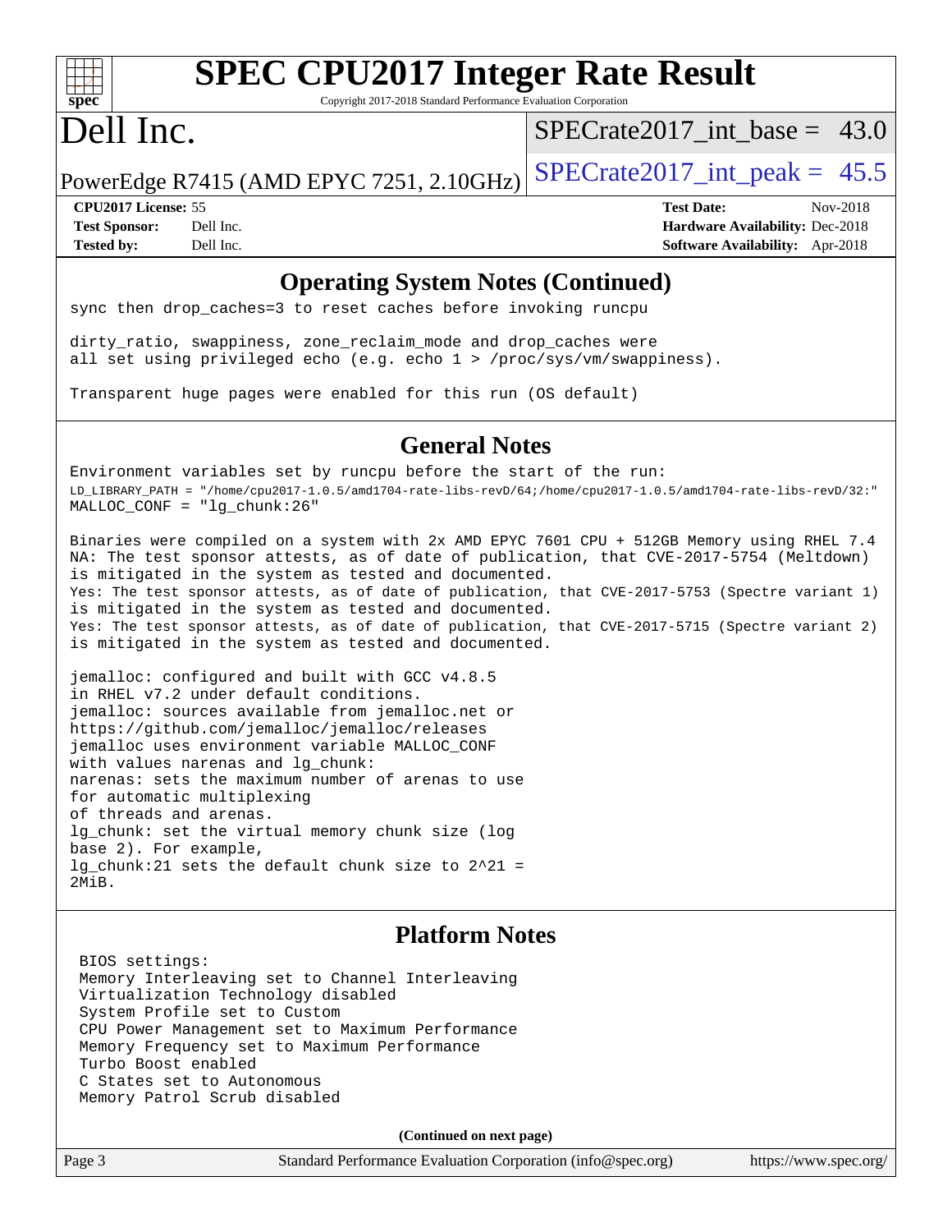## Operating System Notes (Continued)

```
sync then drop_caches=3 to reset caches before invoking runcpu

dirty_ratio, swappiness, zone_reclaim_mode and drop_caches were
all set using privileged echo (e.g. echo 1 > /proc/sys/vm/swappiness).

Transparent huge pages were enabled for this run (OS default)
```

## General Notes

```
Environment variables set by runcpu before the start of the run:
LD_LIBRARY_PATH = "/home/cpu2017-1.0.5/amd1704-rate-libs-revD/64;/home/cpu2017-1.0.5/amd1704-rate-libs-revD/32:"
MALLOC_CONF = "lg_chunk:26"

Binaries were compiled on a system with 2x AMD EPYC 7601 CPU + 512GB Memory using RHEL 7.4
NA: The test sponsor attests, as of date of publication, that CVE-2017-5754 (Meltdown)
is mitigated in the system as tested and documented.
Yes: The test sponsor attests, as of date of publication, that CVE-2017-5753 (Spectre variant 1)
is mitigated in the system as tested and documented.
Yes: The test sponsor attests, as of date of publication, that CVE-2017-5715 (Spectre variant 2)
is mitigated in the system as tested and documented.

jemalloc: configured and built with GCC v4.8.5
in RHEL v7.2 under default conditions.
jemalloc: sources available from jemalloc.net or
https://github.com/jemalloc/jemalloc/releases
jemalloc uses environment variable MALLOC_CONF
with values narenas and lg_chunk:
narenas: sets the maximum number of arenas to use
for automatic multiplexing
of threads and arenas.
lg_chunk: set the virtual memory chunk size (log
base 2). For example,
lg_chunk:21 sets the default chunk size to 2^21 =
2MiB.
```

## Platform Notes

```
BIOS settings:
Memory Interleaving set to Channel Interleaving
Virtualization Technology disabled
System Profile set to Custom
CPU Power Management set to Maximum Performance
Memory Frequency set to Maximum Performance
Turbo Boost enabled
C States set to Autonomous
Memory Patrol Scrub disabled
```

**(Continued on next page)**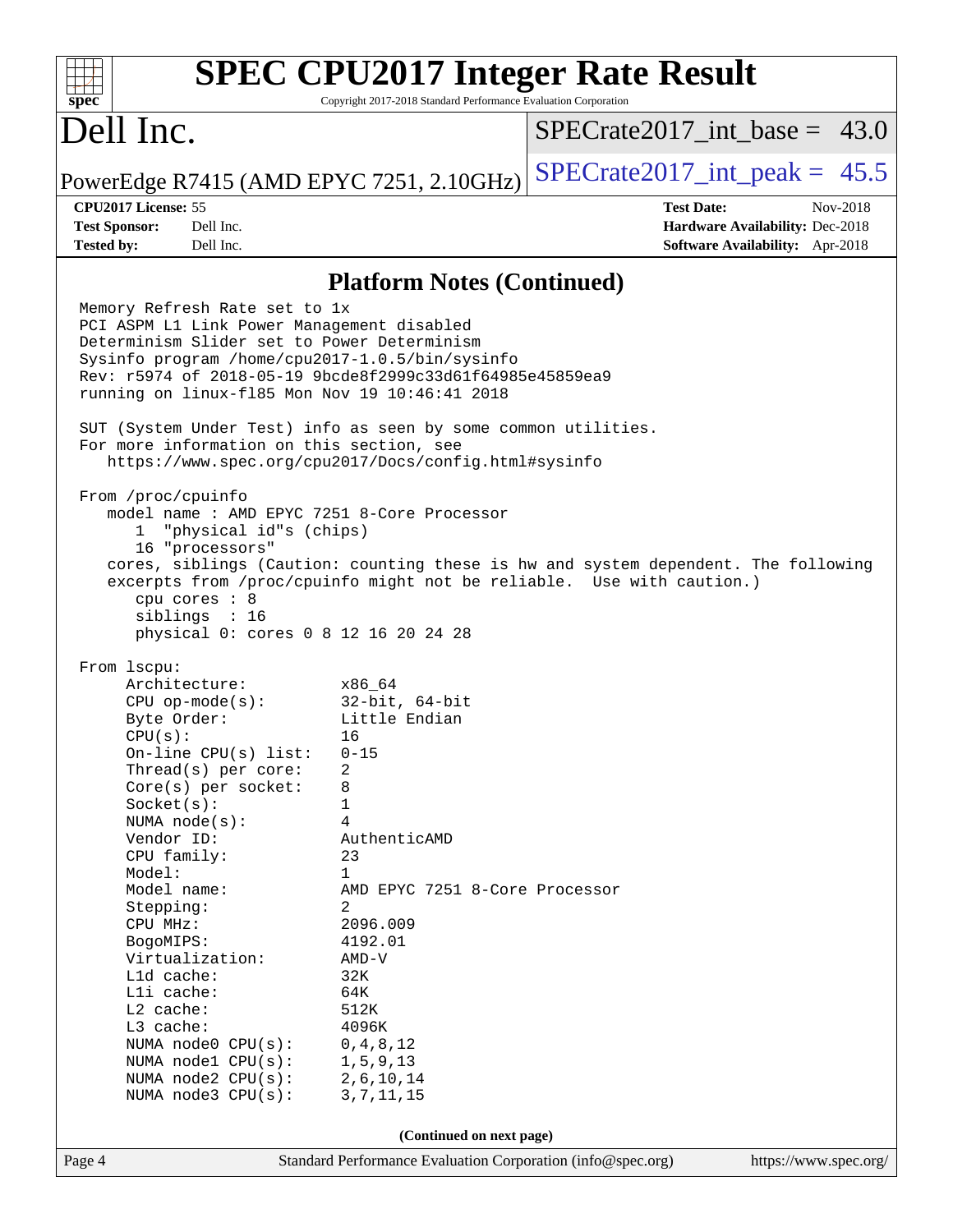## Platform Notes (Continued)

```
Memory Refresh Rate set to 1x
PCI ASPM L1 Link Power Management disabled
Determinism Slider set to Power Determinism
Sysinfo program /home/cpu2017-1.0.5/bin/sysinfo
Rev: r5974 of 2018-05-19 9bcde8f2999c33d61f64985e45859ea9
running on linux-fl85 Mon Nov 19 10:46:41 2018

SUT (System Under Test) info as seen by some common utilities.
For more information on this section, see
   https://www.spec.org/cpu2017/Docs/config.html#sysinfo

From /proc/cpuinfo
   model name : AMD EPYC 7251 8-Core Processor
      1  "physical id"s (chips)
      16 "processors"
   cores, siblings (Caution: counting these is hw and system dependent. The following
   excerpts from /proc/cpuinfo might not be reliable.  Use with caution.)
      cpu cores : 8
      siblings  : 16
      physical 0: cores 0 8 12 16 20 24 28

From lscpu:
     Architecture:          x86_64
     CPU op-mode(s):        32-bit, 64-bit
     Byte Order:            Little Endian
     CPU(s):                16
     On-line CPU(s) list:   0-15
     Thread(s) per core:    2
     Core(s) per socket:    8
     Socket(s):             1
     NUMA node(s):          4
     Vendor ID:             AuthenticAMD
     CPU family:            23
     Model:                 1
     Model name:            AMD EPYC 7251 8-Core Processor
     Stepping:              2
     CPU MHz:               2096.009
     BogoMIPS:              4192.01
     Virtualization:        AMD-V
     L1d cache:             32K
     L1i cache:             64K
     L2 cache:              512K
     L3 cache:              4096K
     NUMA node0 CPU(s):     0,4,8,12
     NUMA node1 CPU(s):     1,5,9,13
     NUMA node2 CPU(s):     2,6,10,14
     NUMA node3 CPU(s):     3,7,11,15
```

**(Continued on next page)**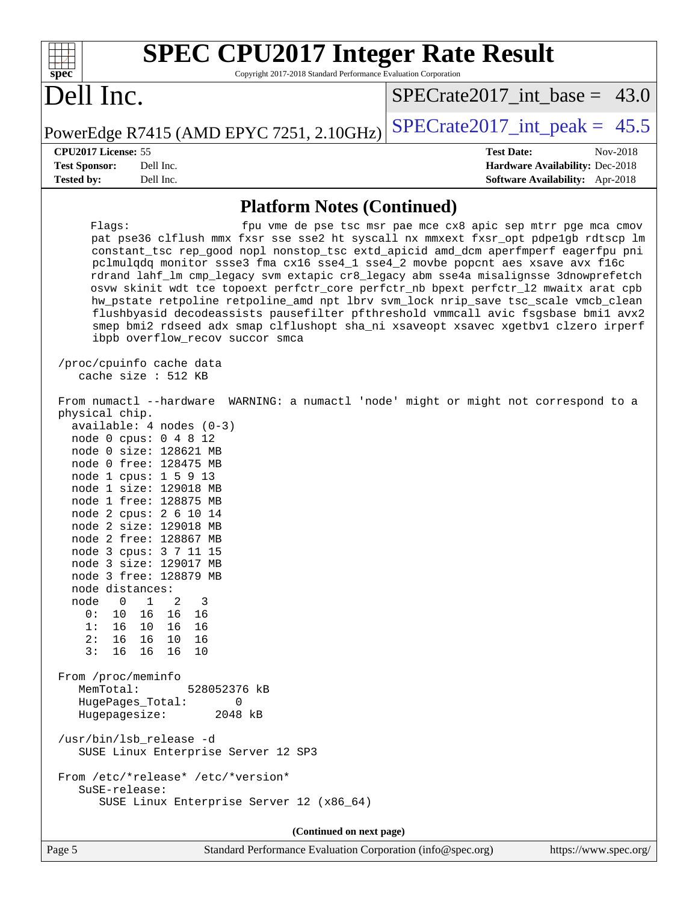## Platform Notes (Continued)

```
     Flags:                 fpu vme de pse tsc msr pae mce cx8 apic sep mtrr pge mca cmov
     pat pse36 clflush mmx fxsr sse sse2 ht syscall nx mmxext fxsr_opt pdpe1gb rdtscp lm
     constant_tsc rep_good nopl nonstop_tsc extd_apicid amd_dcm aperfmperf eagerfpu pni
     pclmulqdq monitor ssse3 fma cx16 sse4_1 sse4_2 movbe popcnt aes xsave avx f16c
     rdrand lahf_lm cmp_legacy svm extapic cr8_legacy abm sse4a misalignsse 3dnowprefetch
     osvw skinit wdt tce topoext perfctr_core perfctr_nb bpext perfctr_l2 mwaitx arat cpb
     hw_pstate retpoline retpoline_amd npt lbrv svm_lock nrip_save tsc_scale vmcb_clean
     flushbyasid decodeassists pausefilter pfthreshold vmmcall avic fsgsbase bmi1 avx2
     smep bmi2 rdseed adx smap clflushopt sha_ni xsaveopt xsavec xgetbv1 clzero irperf
     ibpb overflow_recov succor smca

 /proc/cpuinfo cache data
    cache size : 512 KB

 From numactl --hardware  WARNING: a numactl 'node' might or might not correspond to a
 physical chip.
   available: 4 nodes (0-3)
   node 0 cpus: 0 4 8 12
   node 0 size: 128621 MB
   node 0 free: 128475 MB
   node 1 cpus: 1 5 9 13
   node 1 size: 129018 MB
   node 1 free: 128875 MB
   node 2 cpus: 2 6 10 14
   node 2 size: 129018 MB
   node 2 free: 128867 MB
   node 3 cpus: 3 7 11 15
   node 3 size: 129017 MB
   node 3 free: 128879 MB
   node distances:
   node   0   1   2   3
     0:  10  16  16  16
     1:  16  10  16  16
     2:  16  16  10  16
     3:  16  16  16  10

 From /proc/meminfo
    MemTotal:       528052376 kB
    HugePages_Total:       0
    Hugepagesize:       2048 kB

 /usr/bin/lsb_release -d
    SUSE Linux Enterprise Server 12 SP3

 From /etc/*release* /etc/*version*
    SuSE-release:
       SUSE Linux Enterprise Server 12 (x86_64)
```

**(Continued on next page)**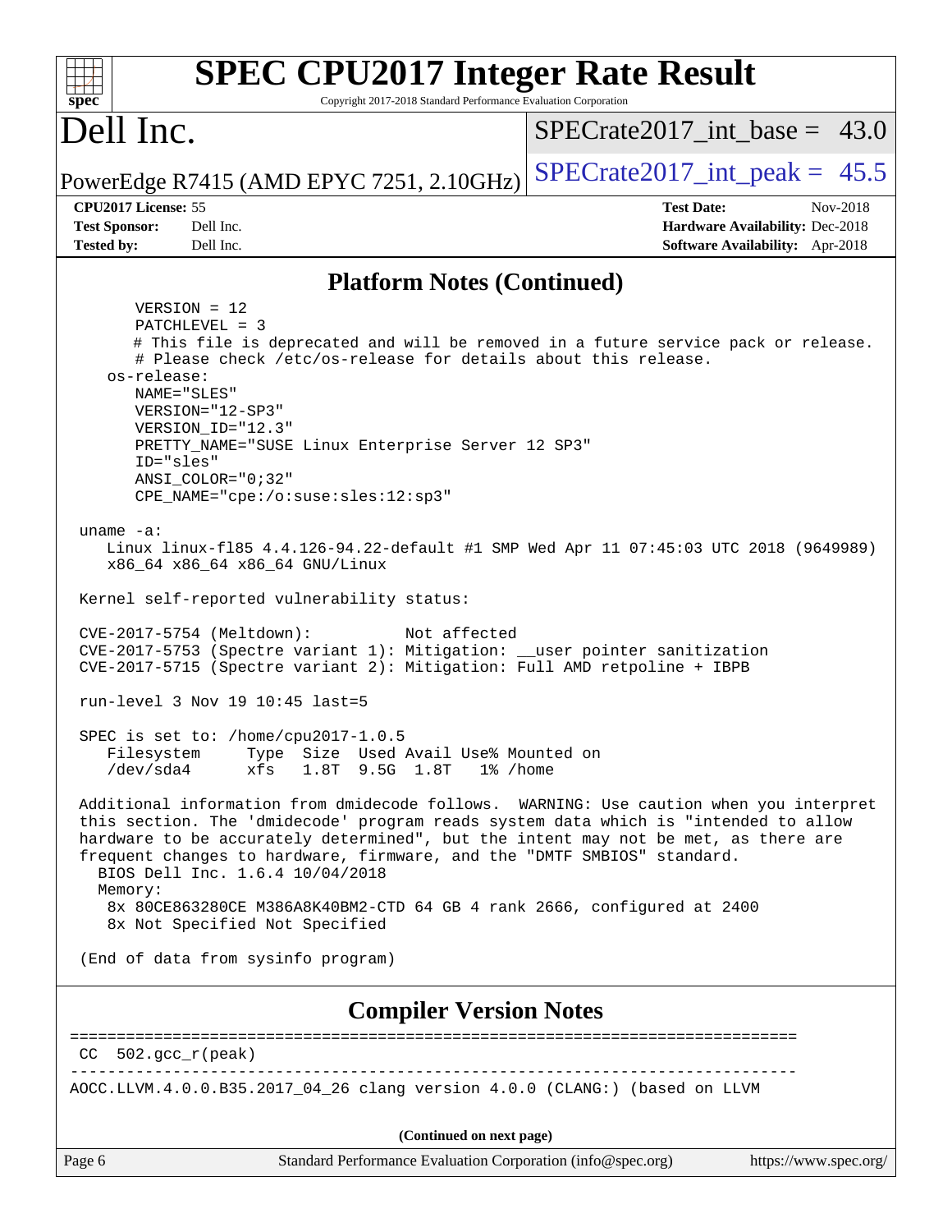## Platform Notes (Continued)

```
       VERSION = 12
       PATCHLEVEL = 3
       # This file is deprecated and will be removed in a future service pack or release.
       # Please check /etc/os-release for details about this release.
    os-release:
       NAME="SLES"
       VERSION="12-SP3"
       VERSION_ID="12.3"
       PRETTY_NAME="SUSE Linux Enterprise Server 12 SP3"
       ID="sles"
       ANSI_COLOR="0;32"
       CPE_NAME="cpe:/o:suse:sles:12:sp3"

 uname -a:
    Linux linux-fl85 4.4.126-94.22-default #1 SMP Wed Apr 11 07:45:03 UTC 2018 (9649989)
    x86_64 x86_64 x86_64 GNU/Linux

 Kernel self-reported vulnerability status:

 CVE-2017-5754 (Meltdown):          Not affected
 CVE-2017-5753 (Spectre variant 1): Mitigation: __user pointer sanitization
 CVE-2017-5715 (Spectre variant 2): Mitigation: Full AMD retpoline + IBPB

 run-level 3 Nov 19 10:45 last=5

 SPEC is set to: /home/cpu2017-1.0.5
    Filesystem     Type  Size  Used Avail Use% Mounted on
    /dev/sda4      xfs   1.8T  9.5G  1.8T   1% /home

 Additional information from dmidecode follows.  WARNING: Use caution when you interpret
 this section. The 'dmidecode' program reads system data which is "intended to allow
 hardware to be accurately determined", but the intent may not be met, as there are
 frequent changes to hardware, firmware, and the "DMTF SMBIOS" standard.
   BIOS Dell Inc. 1.6.4 10/04/2018
   Memory:
    8x 80CE863280CE M386A8K40BM2-CTD 64 GB 4 rank 2666, configured at 2400
    8x Not Specified Not Specified

 (End of data from sysinfo program)
```

## Compiler Version Notes

```
==============================================================================
 CC  502.gcc_r(peak)
------------------------------------------------------------------------------
AOCC.LLVM.4.0.0.B35.2017_04_26 clang version 4.0.0 (CLANG:) (based on LLVM
```

(Continued on next page)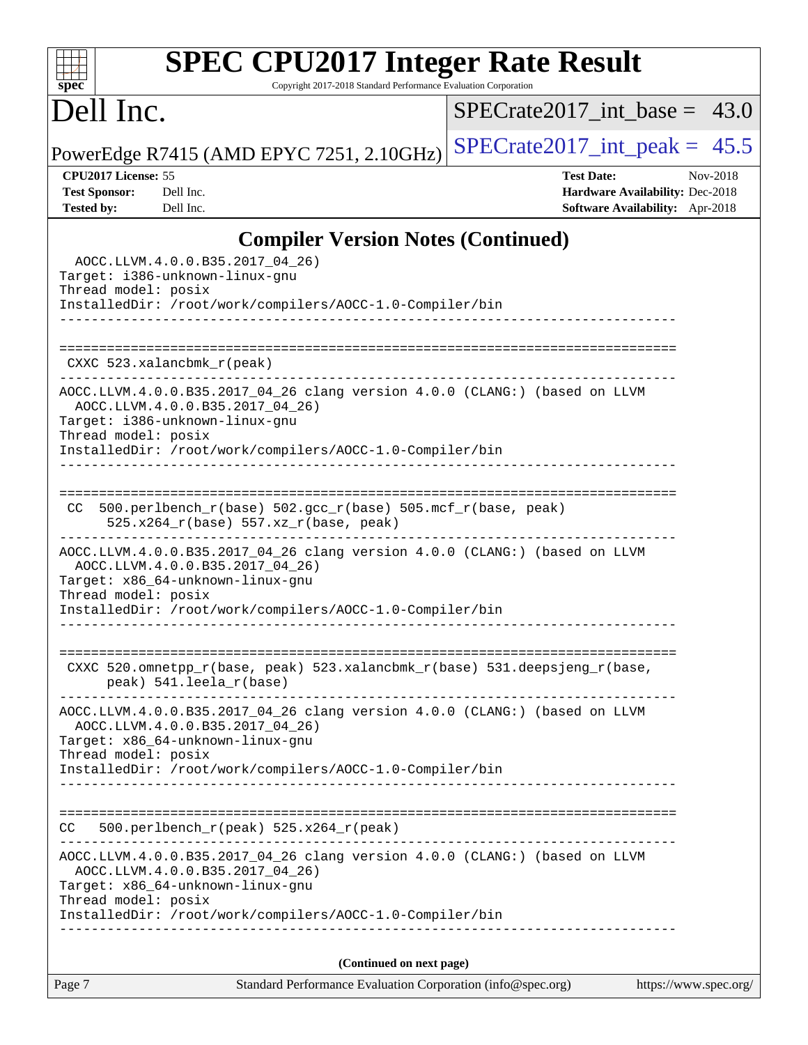## Compiler Version Notes (Continued)

```
  AOCC.LLVM.4.0.0.B35.2017_04_26)
Target: i386-unknown-linux-gnu
Thread model: posix
InstalledDir: /root/work/compilers/AOCC-1.0-Compiler/bin
------------------------------------------------------------------------------

==============================================================================
 CXXC 523.xalancbmk_r(peak)
------------------------------------------------------------------------------
AOCC.LLVM.4.0.0.B35.2017_04_26 clang version 4.0.0 (CLANG:) (based on LLVM
  AOCC.LLVM.4.0.0.B35.2017_04_26)
Target: i386-unknown-linux-gnu
Thread model: posix
InstalledDir: /root/work/compilers/AOCC-1.0-Compiler/bin
------------------------------------------------------------------------------

==============================================================================
 CC  500.perlbench_r(base) 502.gcc_r(base) 505.mcf_r(base, peak)
      525.x264_r(base) 557.xz_r(base, peak)
------------------------------------------------------------------------------
AOCC.LLVM.4.0.0.B35.2017_04_26 clang version 4.0.0 (CLANG:) (based on LLVM
  AOCC.LLVM.4.0.0.B35.2017_04_26)
Target: x86_64-unknown-linux-gnu
Thread model: posix
InstalledDir: /root/work/compilers/AOCC-1.0-Compiler/bin
------------------------------------------------------------------------------

==============================================================================
 CXXC 520.omnetpp_r(base, peak) 523.xalancbmk_r(base) 531.deepsjeng_r(base,
      peak) 541.leela_r(base)
------------------------------------------------------------------------------
AOCC.LLVM.4.0.0.B35.2017_04_26 clang version 4.0.0 (CLANG:) (based on LLVM
  AOCC.LLVM.4.0.0.B35.2017_04_26)
Target: x86_64-unknown-linux-gnu
Thread model: posix
InstalledDir: /root/work/compilers/AOCC-1.0-Compiler/bin
------------------------------------------------------------------------------

==============================================================================
CC   500.perlbench_r(peak) 525.x264_r(peak)
------------------------------------------------------------------------------
AOCC.LLVM.4.0.0.B35.2017_04_26 clang version 4.0.0 (CLANG:) (based on LLVM
  AOCC.LLVM.4.0.0.B35.2017_04_26)
Target: x86_64-unknown-linux-gnu
Thread model: posix
InstalledDir: /root/work/compilers/AOCC-1.0-Compiler/bin
------------------------------------------------------------------------------
```

**(Continued on next page)**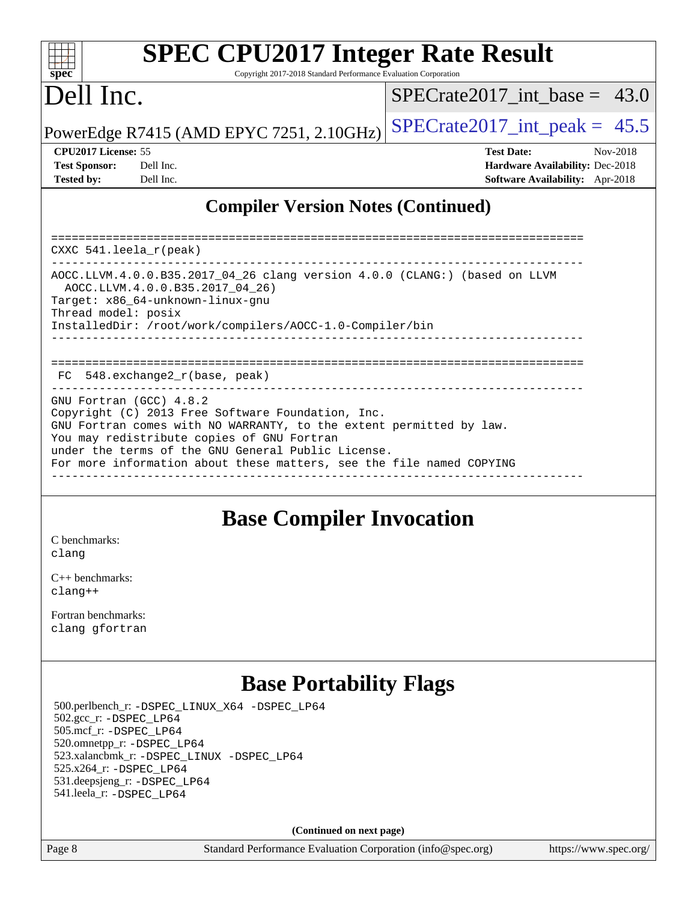## Compiler Version Notes (Continued)

```
==============================================================================
CXXC 541.leela_r(peak)
------------------------------------------------------------------------------
AOCC.LLVM.4.0.0.B35.2017_04_26 clang version 4.0.0 (CLANG:) (based on LLVM
  AOCC.LLVM.4.0.0.B35.2017_04_26)
Target: x86_64-unknown-linux-gnu
Thread model: posix
InstalledDir: /root/work/compilers/AOCC-1.0-Compiler/bin
------------------------------------------------------------------------------

==============================================================================
 FC  548.exchange2_r(base, peak)
------------------------------------------------------------------------------
GNU Fortran (GCC) 4.8.2
Copyright (C) 2013 Free Software Foundation, Inc.
GNU Fortran comes with NO WARRANTY, to the extent permitted by law.
You may redistribute copies of GNU Fortran
under the terms of the GNU General Public License.
For more information about these matters, see the file named COPYING
------------------------------------------------------------------------------
```

## Base Compiler Invocation

C benchmarks:
clang

C++ benchmarks:
clang++

Fortran benchmarks:
clang gfortran

## Base Portability Flags

500.perlbench_r: -DSPEC_LINUX_X64 -DSPEC_LP64
502.gcc_r: -DSPEC_LP64
505.mcf_r: -DSPEC_LP64
520.omnetpp_r: -DSPEC_LP64
523.xalancbmk_r: -DSPEC_LINUX -DSPEC_LP64
525.x264_r: -DSPEC_LP64
531.deepsjeng_r: -DSPEC_LP64
541.leela_r: -DSPEC_LP64

**(Continued on next page)**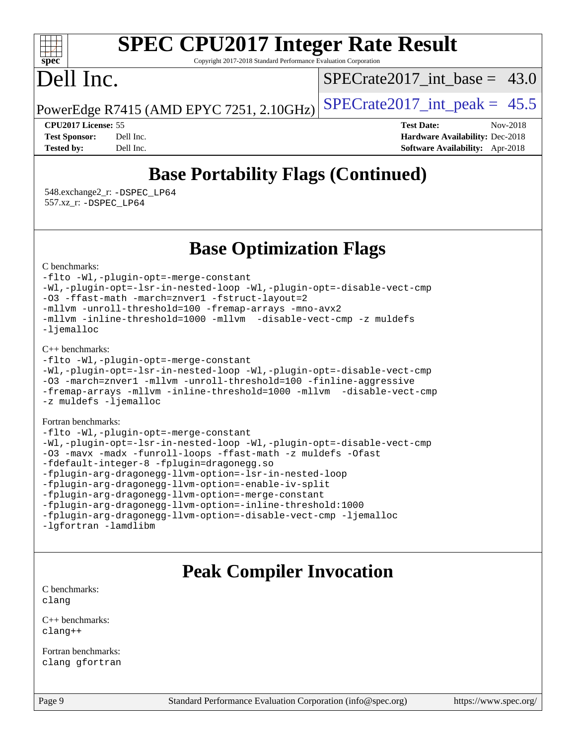# SPEC CPU2017 Integer Rate Result

Copyright 2017-2018 Standard Performance Evaluation Corporation

# Dell Inc.

PowerEdge R7415 (AMD EPYC 7251, 2.10GHz)

SPECrate2017_int_base = 43.0

SPECrate2017_int_peak = 45.5

**CPU2017 License:** 55
**Test Sponsor:** Dell Inc.
**Tested by:** Dell Inc.

**Test Date:** Nov-2018
**Hardware Availability:** Dec-2018
**Software Availability:** Apr-2018

## Base Portability Flags (Continued)

548.exchange2_r: -DSPEC_LP64
557.xz_r: -DSPEC_LP64

## Base Optimization Flags

C benchmarks:

```
-flto -Wl,-plugin-opt=-merge-constant
-Wl,-plugin-opt=-lsr-in-nested-loop -Wl,-plugin-opt=-disable-vect-cmp
-O3 -ffast-math -march=znver1 -fstruct-layout=2
-mllvm -unroll-threshold=100 -fremap-arrays -mno-avx2
-mllvm -inline-threshold=1000 -mllvm  -disable-vect-cmp -z muldefs
-ljemalloc
```

C++ benchmarks:

```
-flto -Wl,-plugin-opt=-merge-constant
-Wl,-plugin-opt=-lsr-in-nested-loop -Wl,-plugin-opt=-disable-vect-cmp
-O3 -march=znver1 -mllvm -unroll-threshold=100 -finline-aggressive
-fremap-arrays -mllvm -inline-threshold=1000 -mllvm  -disable-vect-cmp
-z muldefs -ljemalloc
```

Fortran benchmarks:

```
-flto -Wl,-plugin-opt=-merge-constant
-Wl,-plugin-opt=-lsr-in-nested-loop -Wl,-plugin-opt=-disable-vect-cmp
-O3 -mavx -madx -funroll-loops -ffast-math -z muldefs -Ofast
-fdefault-integer-8 -fplugin=dragonegg.so
-fplugin-arg-dragonegg-llvm-option=-lsr-in-nested-loop
-fplugin-arg-dragonegg-llvm-option=-enable-iv-split
-fplugin-arg-dragonegg-llvm-option=-merge-constant
-fplugin-arg-dragonegg-llvm-option=-inline-threshold:1000
-fplugin-arg-dragonegg-llvm-option=-disable-vect-cmp -ljemalloc
-lgfortran -lamdlibm
```

## Peak Compiler Invocation

C benchmarks:

```
clang
```

C++ benchmarks:

```
clang++
```

Fortran benchmarks:

```
clang gfortran
```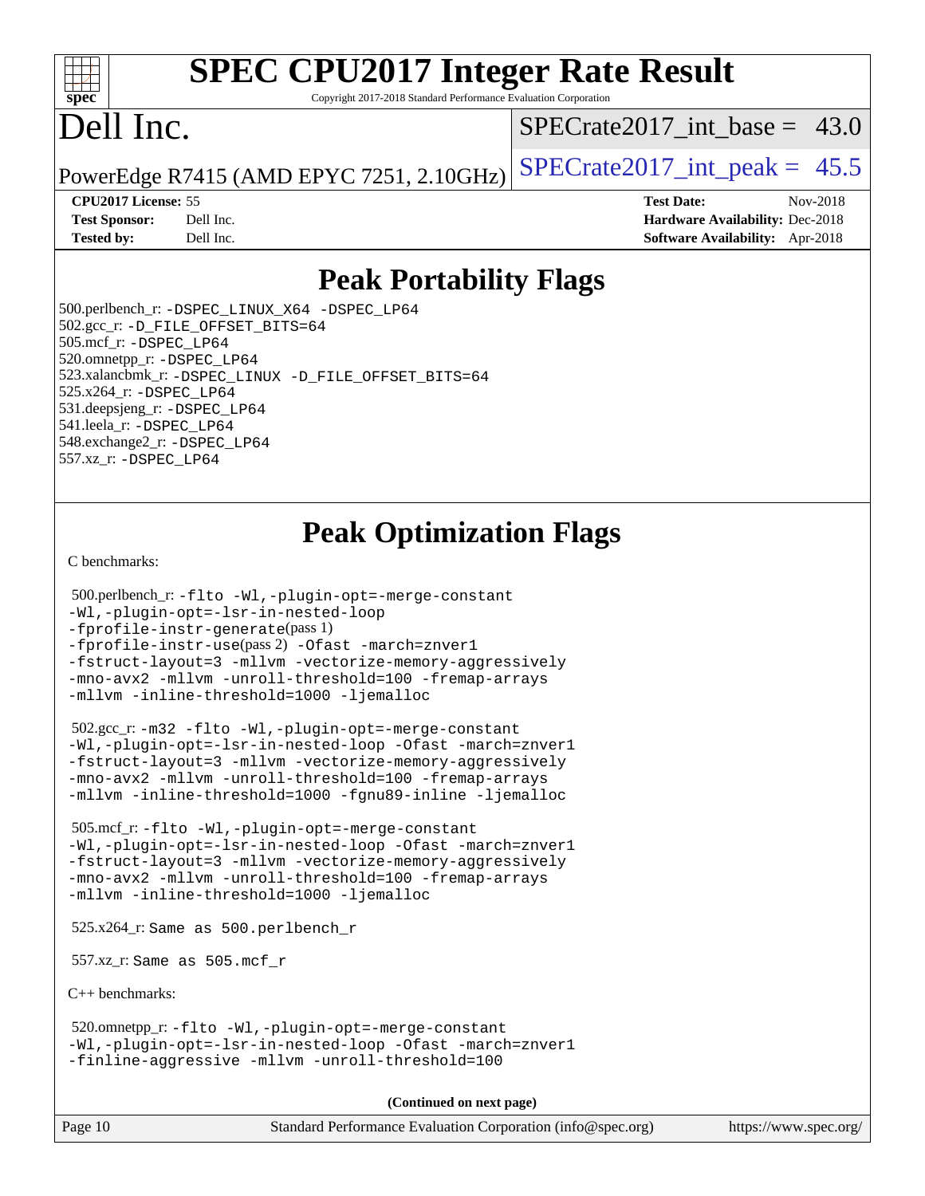# SPEC CPU2017 Integer Rate Result

Copyright 2017-2018 Standard Performance Evaluation Corporation

# Dell Inc.

PowerEdge R7415 (AMD EPYC 7251, 2.10GHz)

SPECrate2017_int_base = 43.0

SPECrate2017_int_peak = 45.5

**CPU2017 License:** 55
**Test Sponsor:** Dell Inc.
**Tested by:** Dell Inc.

**Test Date:** Nov-2018
**Hardware Availability:** Dec-2018
**Software Availability:** Apr-2018

## Peak Portability Flags

500.perlbench_r: -DSPEC_LINUX_X64 -DSPEC_LP64
502.gcc_r: -D_FILE_OFFSET_BITS=64
505.mcf_r: -DSPEC_LP64
520.omnetpp_r: -DSPEC_LP64
523.xalancbmk_r: -DSPEC_LINUX -D_FILE_OFFSET_BITS=64
525.x264_r: -DSPEC_LP64
531.deepsjeng_r: -DSPEC_LP64
541.leela_r: -DSPEC_LP64
548.exchange2_r: -DSPEC_LP64
557.xz_r: -DSPEC_LP64

## Peak Optimization Flags

C benchmarks:

500.perlbench_r: -flto -Wl,-plugin-opt=-merge-constant -Wl,-plugin-opt=-lsr-in-nested-loop -fprofile-instr-generate(pass 1) -fprofile-instr-use(pass 2) -Ofast -march=znver1 -fstruct-layout=3 -mllvm -vectorize-memory-aggressively -mno-avx2 -mllvm -unroll-threshold=100 -fremap-arrays -mllvm -inline-threshold=1000 -ljemalloc

502.gcc_r: -m32 -flto -Wl,-plugin-opt=-merge-constant -Wl,-plugin-opt=-lsr-in-nested-loop -Ofast -march=znver1 -fstruct-layout=3 -mllvm -vectorize-memory-aggressively -mno-avx2 -mllvm -unroll-threshold=100 -fremap-arrays -mllvm -inline-threshold=1000 -fgnu89-inline -ljemalloc

505.mcf_r: -flto -Wl,-plugin-opt=-merge-constant -Wl,-plugin-opt=-lsr-in-nested-loop -Ofast -march=znver1 -fstruct-layout=3 -mllvm -vectorize-memory-aggressively -mno-avx2 -mllvm -unroll-threshold=100 -fremap-arrays -mllvm -inline-threshold=1000 -ljemalloc

525.x264_r: Same as 500.perlbench_r

557.xz_r: Same as 505.mcf_r

C++ benchmarks:

520.omnetpp_r: -flto -Wl,-plugin-opt=-merge-constant -Wl,-plugin-opt=-lsr-in-nested-loop -Ofast -march=znver1 -finline-aggressive -mllvm -unroll-threshold=100

**(Continued on next page)**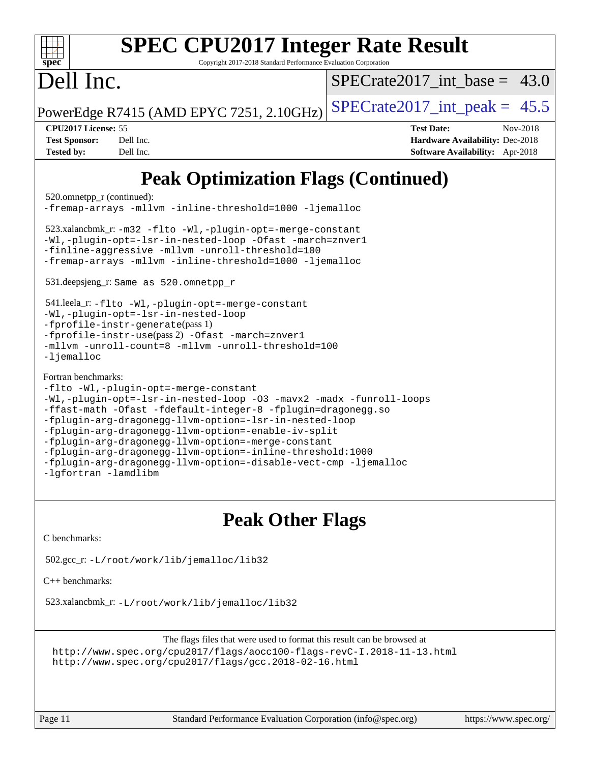# Peak Optimization Flags (Continued)

520.omnetpp_r (continued):
-fremap-arrays -mllvm -inline-threshold=1000 -ljemalloc

523.xalancbmk_r: -m32 -flto -Wl,-plugin-opt=-merge-constant
-Wl,-plugin-opt=-lsr-in-nested-loop -Ofast -march=znver1
-finline-aggressive -mllvm -unroll-threshold=100
-fremap-arrays -mllvm -inline-threshold=1000 -ljemalloc

531.deepsjeng_r: Same as 520.omnetpp_r

541.leela_r: -flto -Wl,-plugin-opt=-merge-constant
-Wl,-plugin-opt=-lsr-in-nested-loop
-fprofile-instr-generate(pass 1)
-fprofile-instr-use(pass 2) -Ofast -march=znver1
-mllvm -unroll-count=8 -mllvm -unroll-threshold=100
-ljemalloc

Fortran benchmarks:
-flto -Wl,-plugin-opt=-merge-constant
-Wl,-plugin-opt=-lsr-in-nested-loop -O3 -mavx2 -madx -funroll-loops
-ffast-math -Ofast -fdefault-integer-8 -fplugin=dragonegg.so
-fplugin-arg-dragonegg-llvm-option=-lsr-in-nested-loop
-fplugin-arg-dragonegg-llvm-option=-enable-iv-split
-fplugin-arg-dragonegg-llvm-option=-merge-constant
-fplugin-arg-dragonegg-llvm-option=-inline-threshold:1000
-fplugin-arg-dragonegg-llvm-option=-disable-vect-cmp -ljemalloc
-lgfortran -lamdlibm

# Peak Other Flags

C benchmarks:

502.gcc_r: -L/root/work/lib/jemalloc/lib32

C++ benchmarks:

523.xalancbmk_r: -L/root/work/lib/jemalloc/lib32

The flags files that were used to format this result can be browsed at
http://www.spec.org/cpu2017/flags/aocc100-flags-revC-I.2018-11-13.html
http://www.spec.org/cpu2017/flags/gcc.2018-02-16.html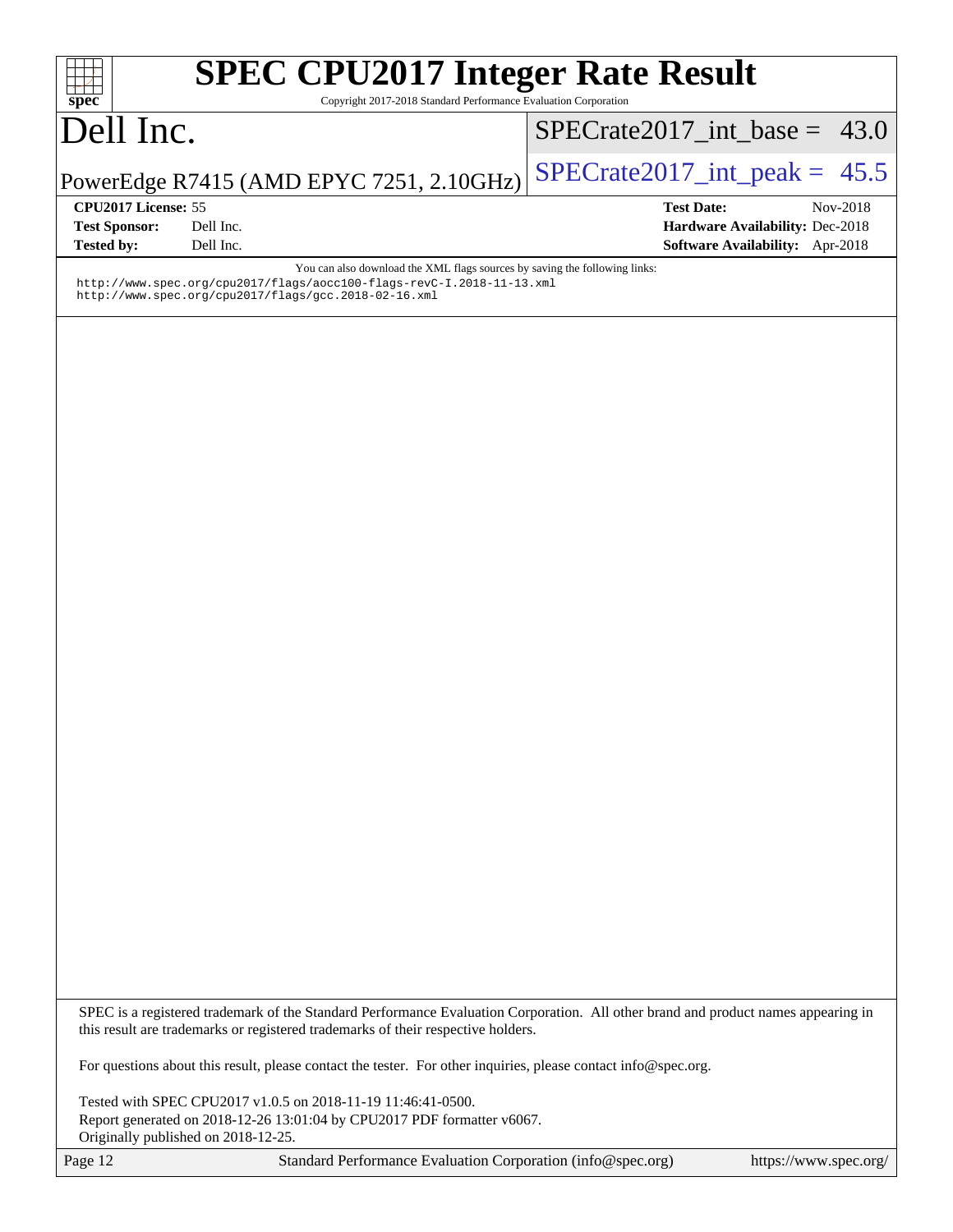You can also download the XML flags sources by saving the following links:

http://www.spec.org/cpu2017/flags/aocc100-flags-revC-I.2018-11-13.xml
http://www.spec.org/cpu2017/flags/gcc.2018-02-16.xml

SPEC is a registered trademark of the Standard Performance Evaluation Corporation. All other brand and product names appearing in this result are trademarks or registered trademarks of their respective holders.

For questions about this result, please contact the tester. For other inquiries, please contact info@spec.org.

Tested with SPEC CPU2017 v1.0.5 on 2018-11-19 11:46:41-0500.
Report generated on 2018-12-26 13:01:04 by CPU2017 PDF formatter v6067.
Originally published on 2018-12-25.